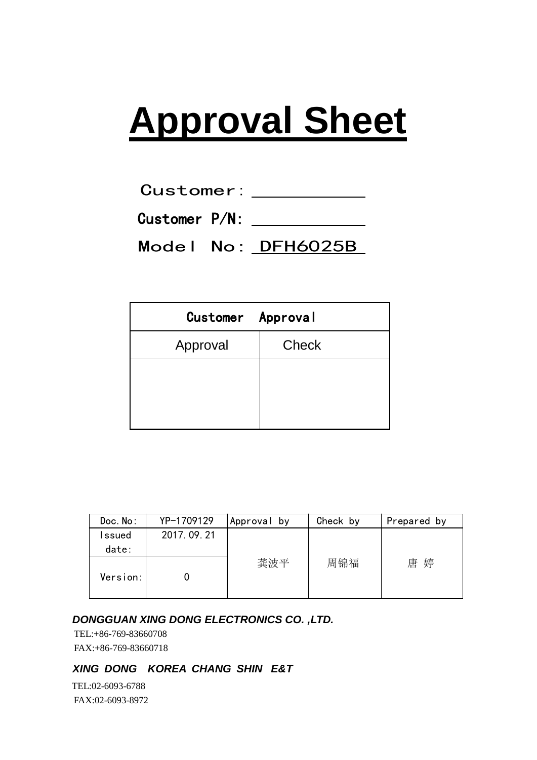# Approval Sheet

Customer: ____________

Customer P/N: ____________

Model No: DFH6025B

| Customer Approval | |
|---|---|
| Approval | Check |
| | |

| Doc.No: | YP-1709129 | Approval by | Check by | Prepared by |
|---|---|---|---|---|
| Issued date: | 2017.09.21 | 龚波平 | 周锦福 | 唐 婷 |
| Version: | 0 | | | |

***DONGGUAN XING DONG ELECTRONICS CO. ,LTD.***

TEL:+86-769-83660708

FAX:+86-769-83660718

***XING DONG KOREA CHANG SHIN E&T***

TEL:02-6093-6788

FAX:02-6093-8972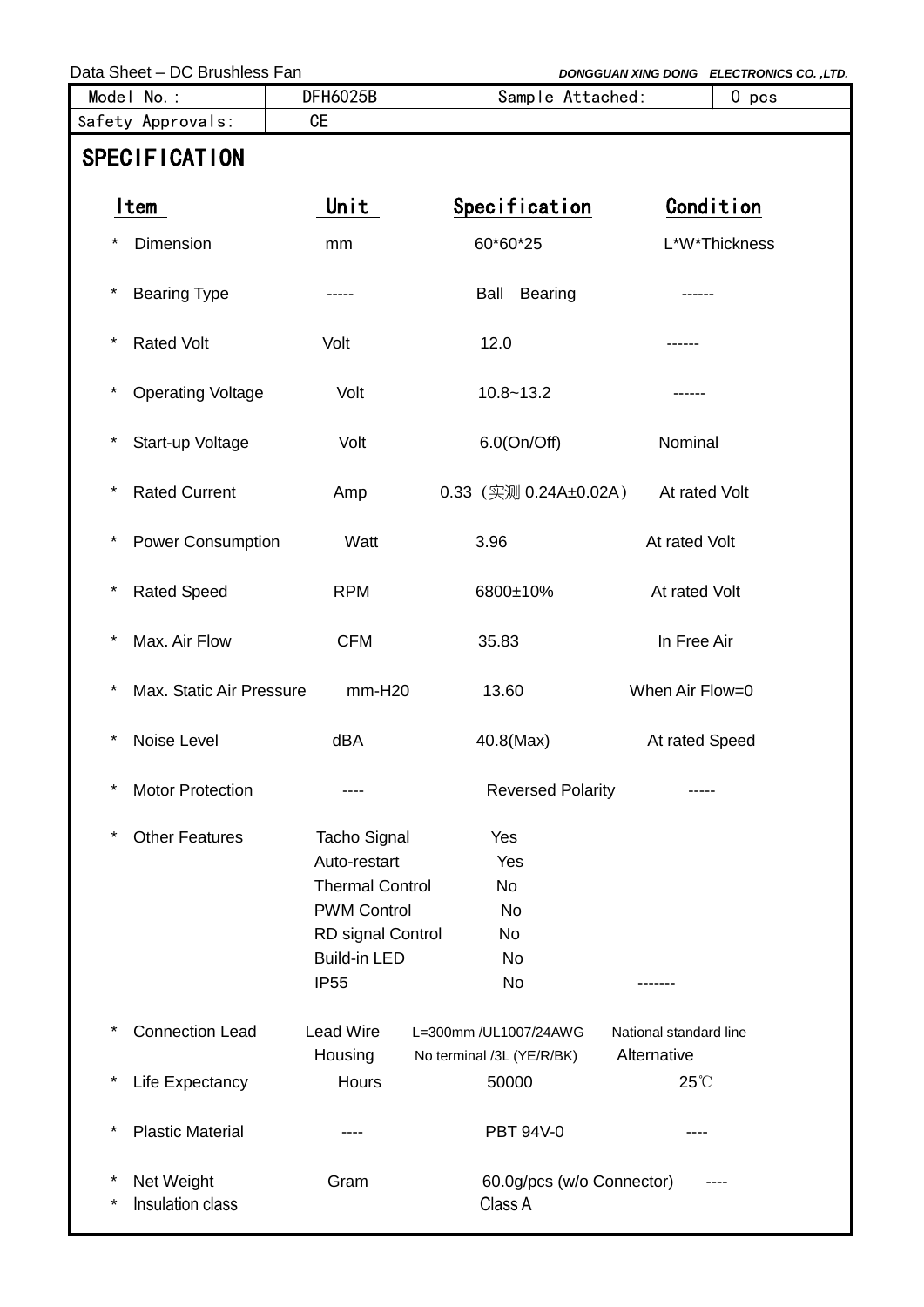Data Sheet – DC Brushless Fan　　DONGGUAN XING DONG ELECTRONICS CO. ,LTD.

| Model No.: | DFH6025B | Sample Attached: | 0 pcs |
|---|---|---|---|
| Safety Approvals: | CE | | |

## SPECIFICATION

| Item | Unit | Specification | Condition |
|---|---|---|---|
| * Dimension | mm | 60*60*25 | L*W*Thickness |
| * Bearing Type | ----- | Ball Bearing | ------ |
| * Rated Volt | Volt | 12.0 | ------ |
| * Operating Voltage | Volt | 10.8~13.2 | ------ |
| * Start-up Voltage | Volt | 6.0(On/Off) | Nominal |
| * Rated Current | Amp | 0.33（实测 0.24A±0.02A） | At rated Volt |
| * Power Consumption | Watt | 3.96 | At rated Volt |
| * Rated Speed | RPM | 6800±10% | At rated Volt |
| * Max. Air Flow | CFM | 35.83 | In Free Air |
| * Max. Static Air Pressure | mm-H20 | 13.60 | When Air Flow=0 |
| * Noise Level | dBA | 40.8(Max) | At rated Speed |
| * Motor Protection | ---- | Reversed Polarity | ----- |
| * Other Features | Tacho Signal | Yes | |
| | Auto-restart | Yes | |
| | Thermal Control | No | |
| | PWM Control | No | |
| | RD signal Control | No | |
| | Build-in LED | No | |
| | IP55 | No | ------- |
| * Connection Lead | Lead Wire | L=300mm /UL1007/24AWG | National standard line |
| | Housing | No terminal /3L (YE/R/BK) | Alternative |
| * Life Expectancy | Hours | 50000 | 25℃ |
| * Plastic Material | ---- | PBT 94V-0 | ---- |
| * Net Weight | Gram | 60.0g/pcs (w/o Connector) | ---- |
| * Insulation class | | Class A | |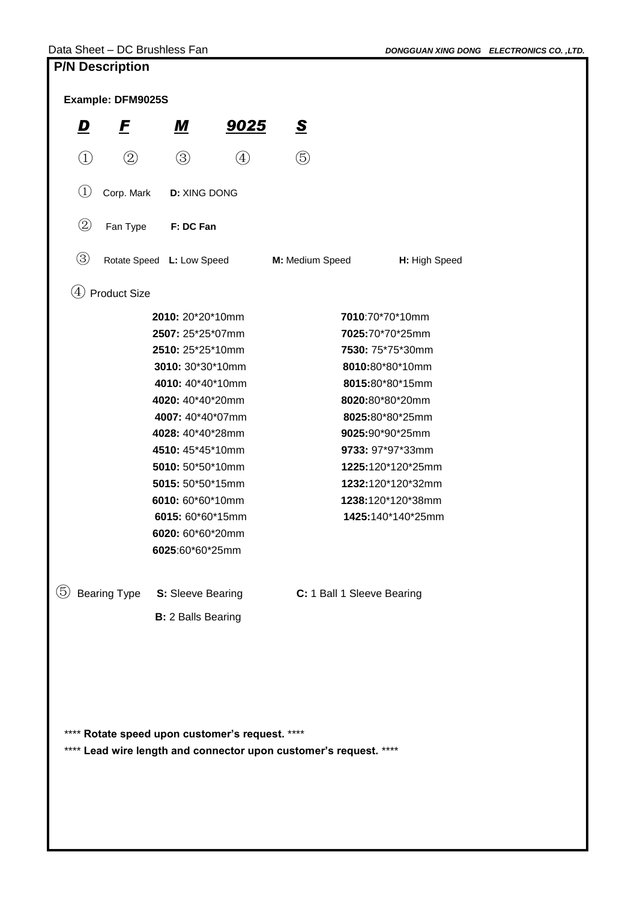## P/N Description

**Example: DFM9025S**

| ***D*** | ***F*** | ***M*** | ***9025*** | ***S*** |
|---|---|---|---|---|
| ① | ② | ③ | ④ | ⑤ |

① Corp. Mark **D:** XING DONG

② Fan Type **F: DC Fan**

③ Rotate Speed **L:** Low Speed **M:** Medium Speed **H:** High Speed

④ Product Size

| | |
|---|---|
| **2010:** 20*20*10mm | **7010**:70*70*10mm |
| **2507:** 25*25*07mm | **7025:**70*70*25mm |
| **2510:** 25*25*10mm | **7530:** 75*75*30mm |
| **3010:** 30*30*10mm | **8010:**80*80*10mm |
| **4010:** 40*40*10mm | **8015:**80*80*15mm |
| **4020:** 40*40*20mm | **8020:**80*80*20mm |
| **4007:** 40*40*07mm | **8025:**80*80*25mm |
| **4028:** 40*40*28mm | **9025:**90*90*25mm |
| **4510:** 45*45*10mm | **9733:** 97*97*33mm |
| **5010:** 50*50*10mm | **1225:**120*120*25mm |
| **5015:** 50*50*15mm | **1232:**120*120*32mm |
| **6010:** 60*60*10mm | **1238:**120*120*38mm |
| **6015:** 60*60*15mm | **1425:**140*140*25mm |
| **6020:** 60*60*20mm | |
| **6025**:60*60*25mm | |

⑤ Bearing Type **S:** Sleeve Bearing **C:** 1 Ball 1 Sleeve Bearing

**B:** 2 Balls Bearing

**** **Rotate speed upon customer's request.** ****

**** **Lead wire length and connector upon customer's request.** ****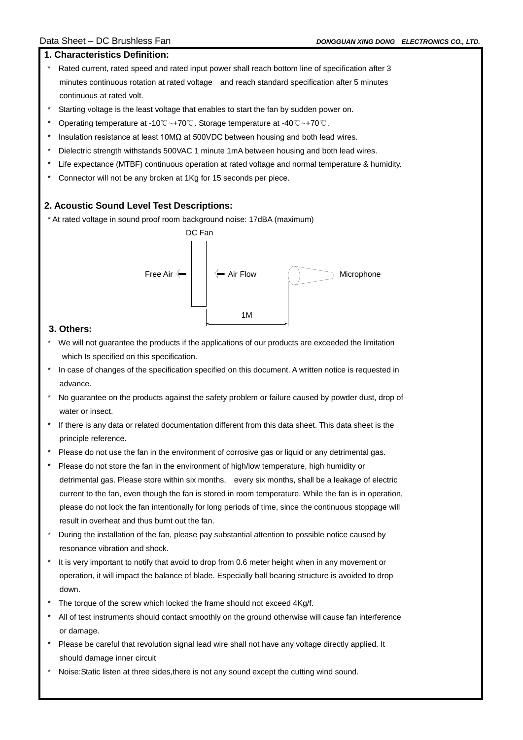## 1. Characteristics Definition:

* Rated current, rated speed and rated input power shall reach bottom line of specification after 3 minutes continuous rotation at rated voltage and reach standard specification after 5 minutes continuous at rated volt.
* Starting voltage is the least voltage that enables to start the fan by sudden power on.
* Operating temperature at -10℃~+70℃. Storage temperature at -40℃~+70℃.
* Insulation resistance at least 10MΩ at 500VDC between housing and both lead wires.
* Dielectric strength withstands 500VAC 1 minute 1mA between housing and both lead wires.
* Life expectance (MTBF) continuous operation at rated voltage and normal temperature & humidity.
* Connector will not be any broken at 1Kg for 15 seconds per piece.

## 2. Acoustic Sound Level Test Descriptions:

* At rated voltage in sound proof room background noise: 17dBA (maximum)

DC Fan

Free Air ⇐ ⇐ Air Flow Microphone

1M

## 3. Others:

* We will not guarantee the products if the applications of our products are exceeded the limitation which Is specified on this specification.
* In case of changes of the specification specified on this document. A written notice is requested in advance.
* No guarantee on the products against the safety problem or failure caused by powder dust, drop of water or insect.
* If there is any data or related documentation different from this data sheet. This data sheet is the principle reference.
* Please do not use the fan in the environment of corrosive gas or liquid or any detrimental gas.
* Please do not store the fan in the environment of high/low temperature, high humidity or detrimental gas. Please store within six months, every six months, shall be a leakage of electric current to the fan, even though the fan is stored in room temperature. While the fan is in operation, please do not lock the fan intentionally for long periods of time, since the continuous stoppage will result in overheat and thus burnt out the fan.
* During the installation of the fan, please pay substantial attention to possible notice caused by resonance vibration and shock.
* It is very important to notify that avoid to drop from 0.6 meter height when in any movement or operation, it will impact the balance of blade. Especially ball bearing structure is avoided to drop down.
* The torque of the screw which locked the frame should not exceed 4Kg/f.
* All of test instruments should contact smoothly on the ground otherwise will cause fan interference or damage.
* Please be careful that revolution signal lead wire shall not have any voltage directly applied. It should damage inner circuit
* Noise:Static listen at three sides,there is not any sound except the cutting wind sound.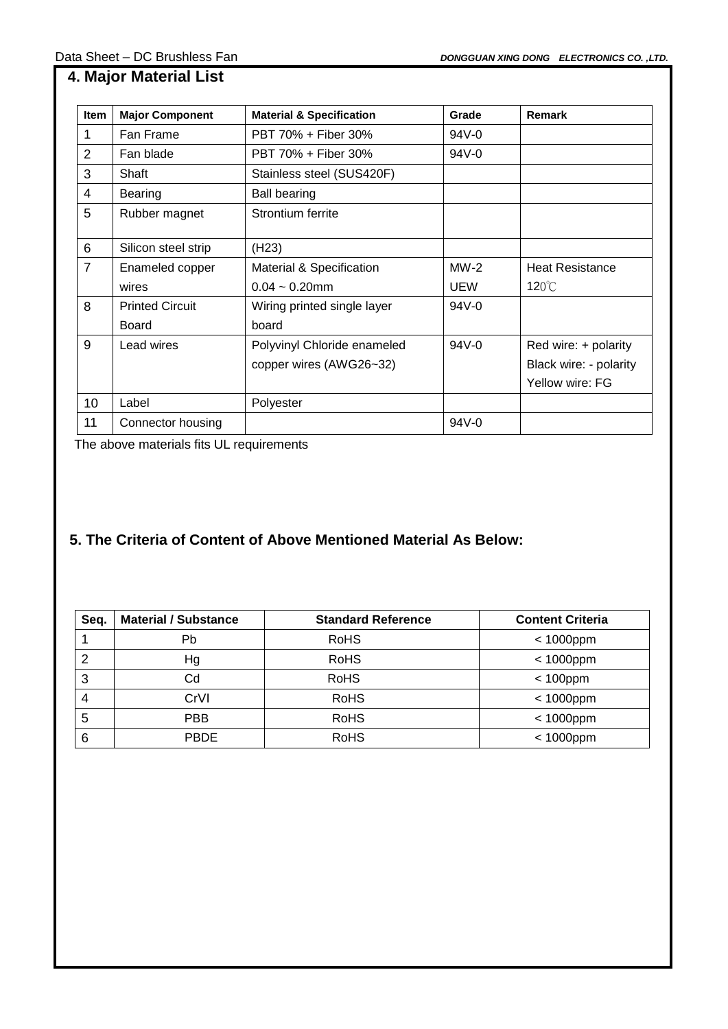## 4. Major Material List

| Item | Major Component | Material & Specification | Grade | Remark |
|---|---|---|---|---|
| 1 | Fan Frame | PBT 70% + Fiber 30% | 94V-0 | |
| 2 | Fan blade | PBT 70% + Fiber 30% | 94V-0 | |
| 3 | Shaft | Stainless steel (SUS420F) | | |
| 4 | Bearing | Ball bearing | | |
| 5 | Rubber magnet | Strontium ferrite | | |
| 6 | Silicon steel strip | (H23) | | |
| 7 | Enameled copper wires | Material & Specification 0.04 ~ 0.20mm | MW-2 UEW | Heat Resistance 120℃ |
| 8 | Printed Circuit Board | Wiring printed single layer board | 94V-0 | |
| 9 | Lead wires | Polyvinyl Chloride enameled copper wires (AWG26~32) | 94V-0 | Red wire: + polarity Black wire: - polarity Yellow wire: FG |
| 10 | Label | Polyester | | |
| 11 | Connector housing | | 94V-0 | |

The above materials fits UL requirements

## 5. The Criteria of Content of Above Mentioned Material As Below:

| Seq. | Material / Substance | Standard Reference | Content Criteria |
|---|---|---|---|
| 1 | Pb | RoHS | < 1000ppm |
| 2 | Hg | RoHS | < 1000ppm |
| 3 | Cd | RoHS | < 100ppm |
| 4 | CrVI | RoHS | < 1000ppm |
| 5 | PBB | RoHS | < 1000ppm |
| 6 | PBDE | RoHS | < 1000ppm |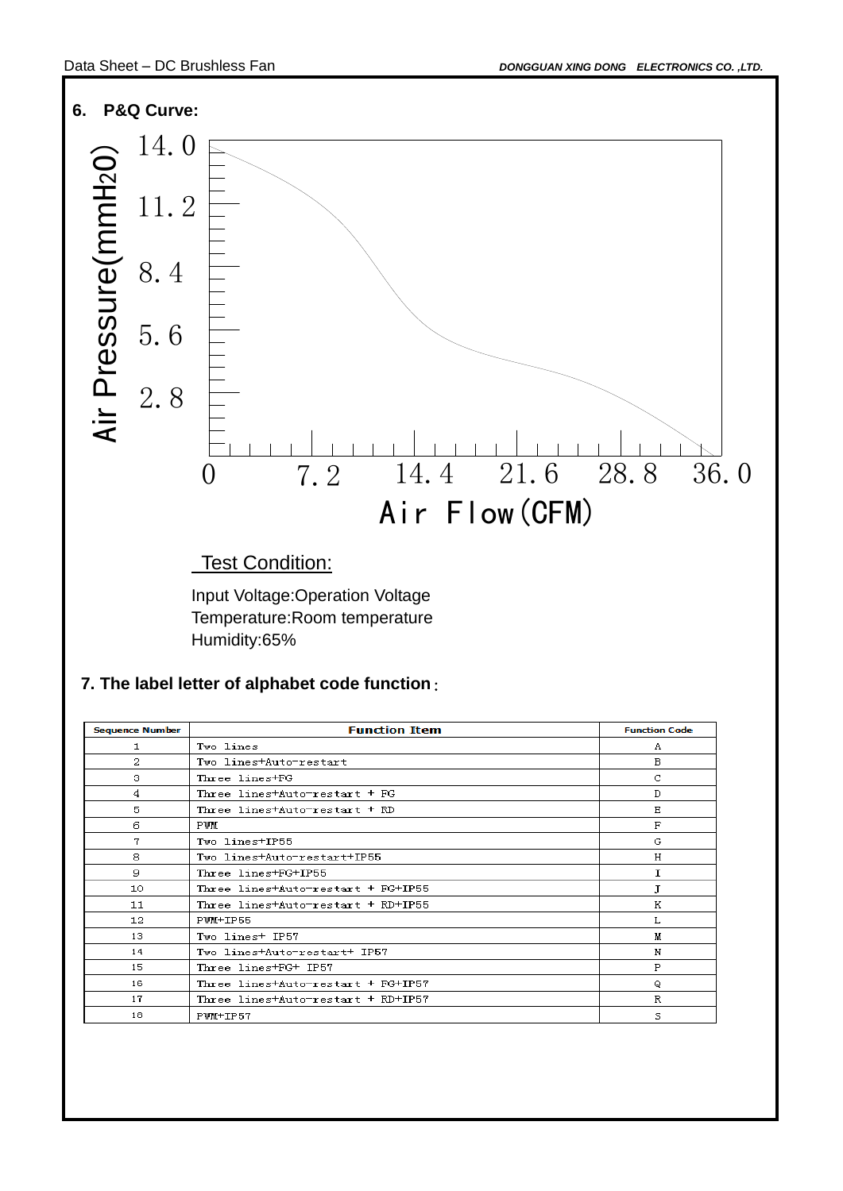## 6. P&Q Curve:

Air Pressure(mmH2O): 14.0, 11.2, 8.4, 5.6, 2.8

Air Flow(CFM): 0, 7.2, 14.4, 21.6, 28.8, 36.0

Test Condition:

Input Voltage:Operation Voltage
Temperature:Room temperature
Humidity:65%

## 7. The label letter of alphabet code function：

| Sequence Number | Function Item | Function Code |
|---|---|---|
| 1 | Two lines | A |
| 2 | Two lines+Auto-restart | B |
| 3 | Three lines+FG | C |
| 4 | Three lines+Auto-restart + FG | D |
| 5 | Three lines+Auto-restart + RD | E |
| 6 | PWM | F |
| 7 | Two lines+IP55 | G |
| 8 | Two lines+Auto-restart+IP55 | H |
| 9 | Three lines+FG+IP55 | I |
| 10 | Three lines+Auto-restart + FG+IP55 | J |
| 11 | Three lines+Auto-restart + RD+IP55 | K |
| 12 | PWM+IP55 | L |
| 13 | Two lines+ IP57 | M |
| 14 | Two lines+Auto-restart+ IP57 | N |
| 15 | Three lines+FG+ IP57 | P |
| 16 | Three lines+Auto-restart + FG+IP57 | Q |
| 17 | Three lines+Auto-restart + RD+IP57 | R |
| 18 | PWM+IP57 | S |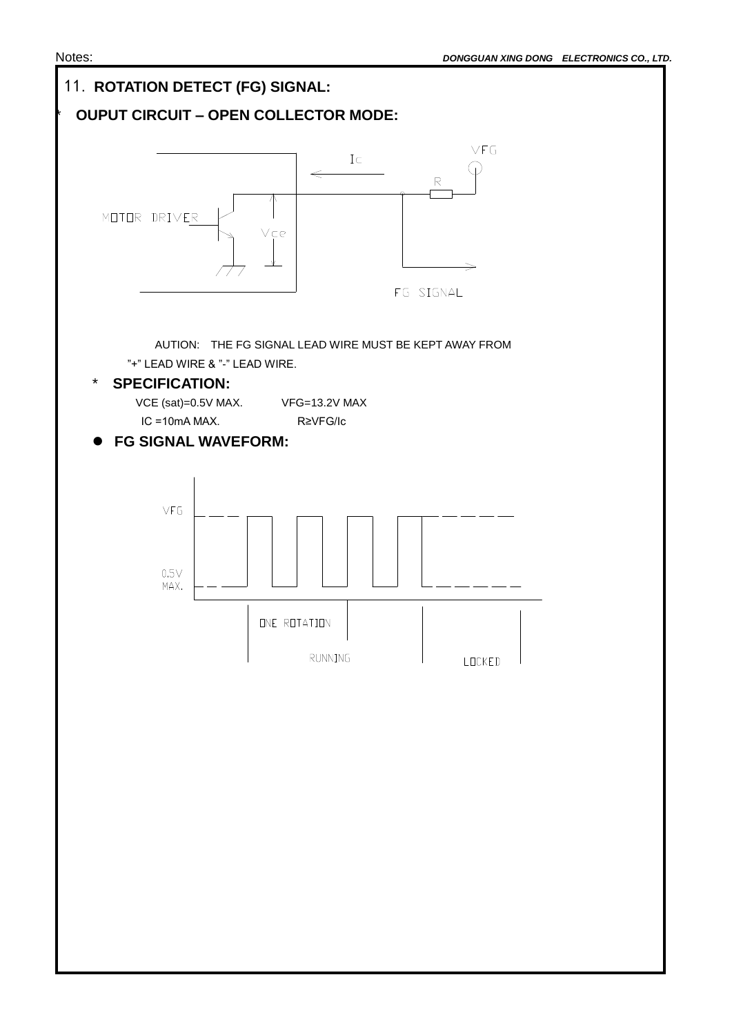Notes:

## 11. ROTATION DETECT (FG) SIGNAL:

* **OUPUT CIRCUIT – OPEN COLLECTOR MODE:**

MOTOR DRIVER

Ic

VFG

R

Vce

FG SIGNAL

AUTION: THE FG SIGNAL LEAD WIRE MUST BE KEPT AWAY FROM ”+” LEAD WIRE & ”-” LEAD WIRE.

* **SPECIFICATION:**

VCE (sat)=0.5V MAX. VFG=13.2V MAX

IC =10mA MAX. R≥VFG/Ic

- **FG SIGNAL WAVEFORM:**

VFG

0.5V MAX.

ONE ROTATION

RUNNING

LOCKED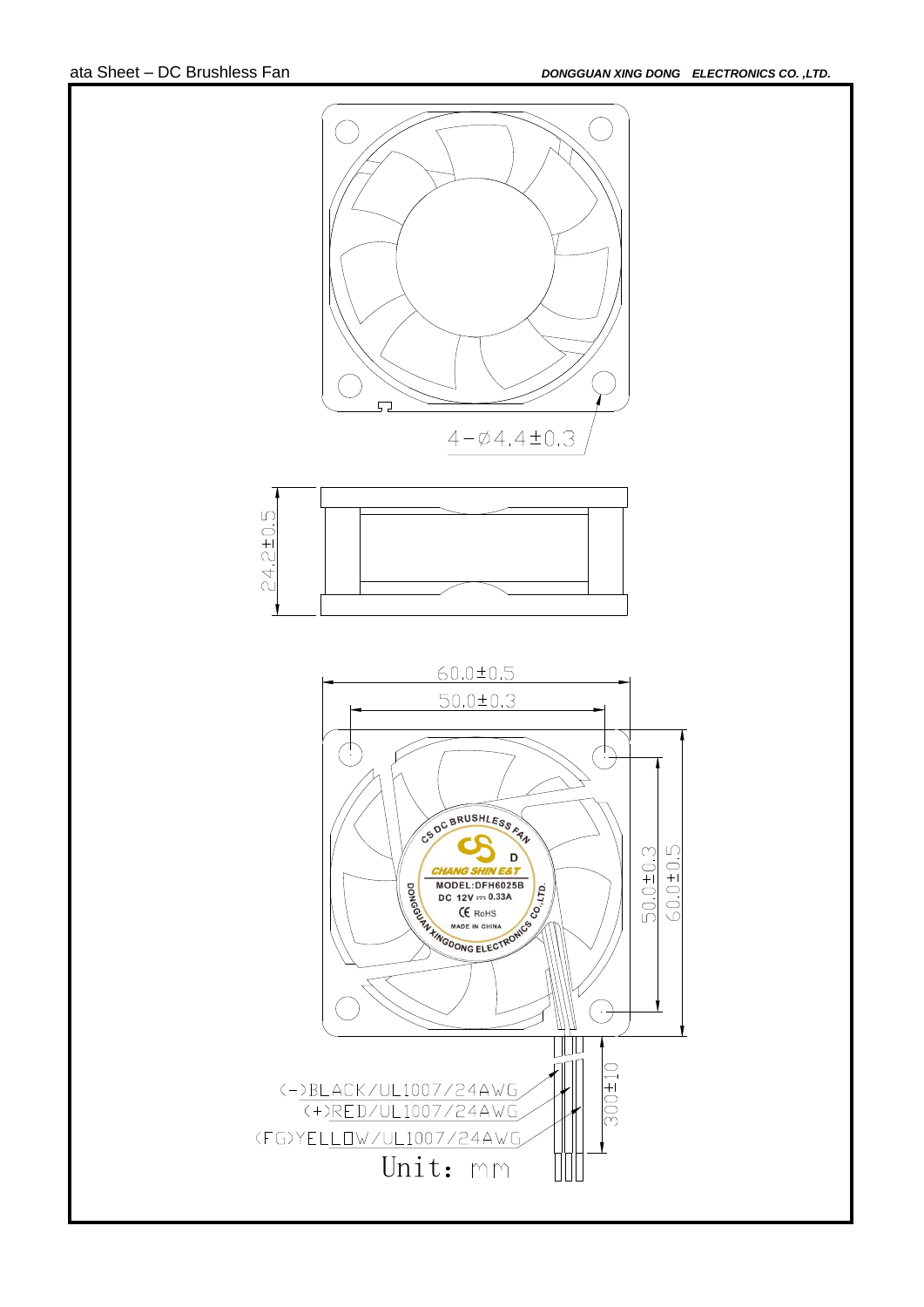4-ϕ4.4±0.3

24.2±0.5

60.0±0.5

50.0±0.3

CS DC BRUSHLESS FAN

CHANG SHIN E&T

MODEL:DFH6025B

DC 12V ⎓ 0.33A

CE RoHS

MADE IN CHINA

DONGGUAN XINGDONG ELECTRONICS CO.,LTD.

50.0±0.3

60.0±0.5

300±10

(-)BLACK/UL1007/24AWG

(+)RED/UL1007/24AWG

(FG)YELLOW/UL1007/24AWG

Unit: mm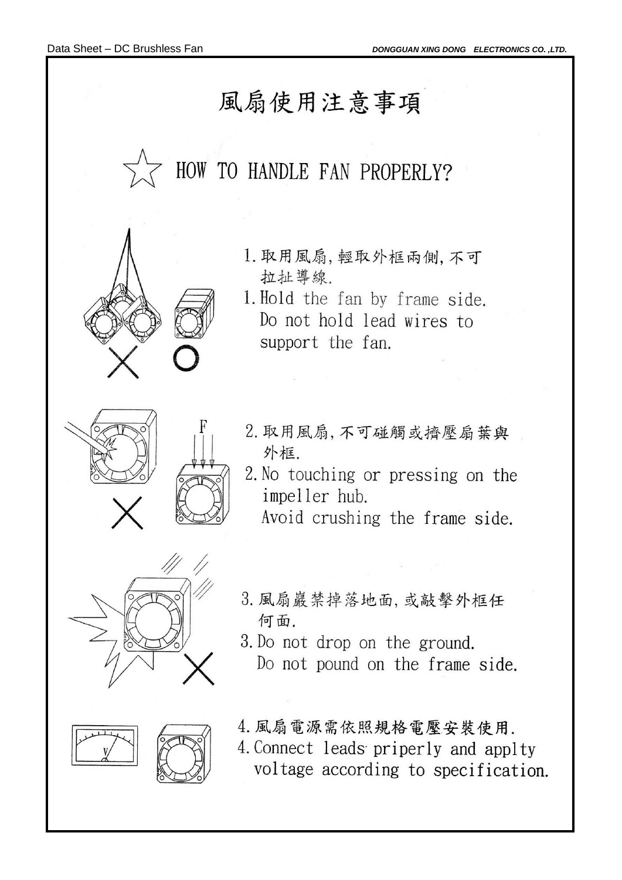# 風扇使用注意事項

## ☆ HOW TO HANDLE FAN PROPERLY?

1. 取用風扇,輕取外框兩側,不可拉扯導線.
1. Hold the fan by frame side. Do not hold lead wires to support the fan.

2. 取用風扇,不可碰觸或擠壓扇葉與外框.
2. No touching or pressing on the impeller hub. Avoid crushing the frame side.

3. 風扇嚴禁掉落地面,或敲擊外框任何面.
3. Do not drop on the ground. Do not pound on the frame side.

4. 風扇電源需依照規格電壓安裝使用.
4. Connect leads priperly and applty voltage according to specification.